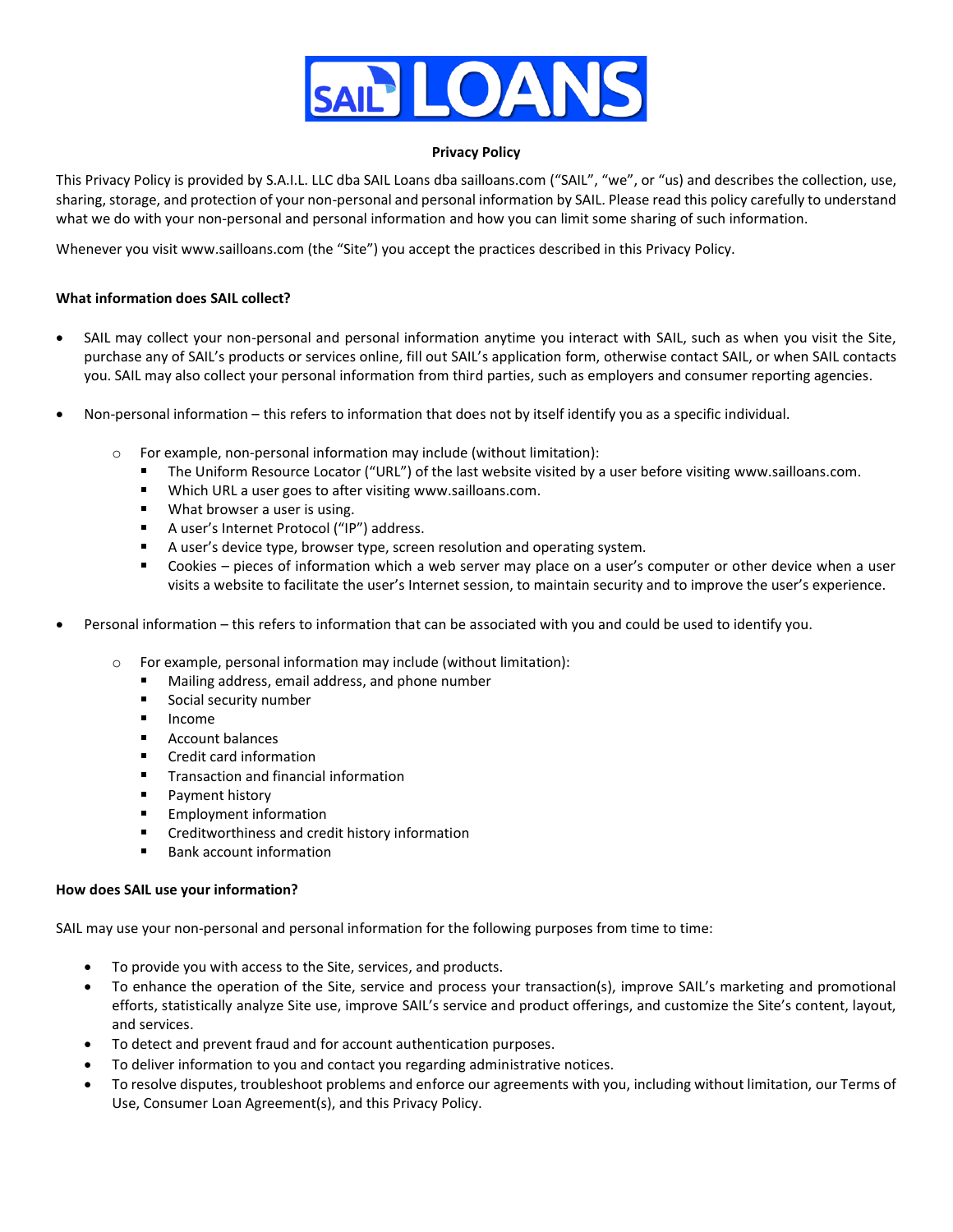SAIL LOANS

**Privacy Policy**

This Privacy Policy is provided by S.A.I.L. LLC dba SAIL Loans dba sailloans.com ("SAIL", "we", or "us) and describes the collection, use, sharing, storage, and protection of your non-personal and personal information by SAIL. Please read this policy carefully to understand what we do with your non-personal and personal information and how you can limit some sharing of such information.

Whenever you visit www.sailloans.com (the "Site") you accept the practices described in this Privacy Policy.

**What information does SAIL collect?**

- SAIL may collect your non-personal and personal information anytime you interact with SAIL, such as when you visit the Site, purchase any of SAIL's products or services online, fill out SAIL's application form, otherwise contact SAIL, or when SAIL contacts you. SAIL may also collect your personal information from third parties, such as employers and consumer reporting agencies.

- Non-personal information – this refers to information that does not by itself identify you as a specific individual.

  - For example, non-personal information may include (without limitation):
    - The Uniform Resource Locator ("URL") of the last website visited by a user before visiting www.sailloans.com.
    - Which URL a user goes to after visiting www.sailloans.com.
    - What browser a user is using.
    - A user's Internet Protocol ("IP") address.
    - A user's device type, browser type, screen resolution and operating system.
    - Cookies – pieces of information which a web server may place on a user's computer or other device when a user visits a website to facilitate the user's Internet session, to maintain security and to improve the user's experience.

- Personal information – this refers to information that can be associated with you and could be used to identify you.

  - For example, personal information may include (without limitation):
    - Mailing address, email address, and phone number
    - Social security number
    - Income
    - Account balances
    - Credit card information
    - Transaction and financial information
    - Payment history
    - Employment information
    - Creditworthiness and credit history information
    - Bank account information

**How does SAIL use your information?**

SAIL may use your non-personal and personal information for the following purposes from time to time:

- To provide you with access to the Site, services, and products.
- To enhance the operation of the Site, service and process your transaction(s), improve SAIL's marketing and promotional efforts, statistically analyze Site use, improve SAIL's service and product offerings, and customize the Site's content, layout, and services.
- To detect and prevent fraud and for account authentication purposes.
- To deliver information to you and contact you regarding administrative notices.
- To resolve disputes, troubleshoot problems and enforce our agreements with you, including without limitation, our Terms of Use, Consumer Loan Agreement(s), and this Privacy Policy.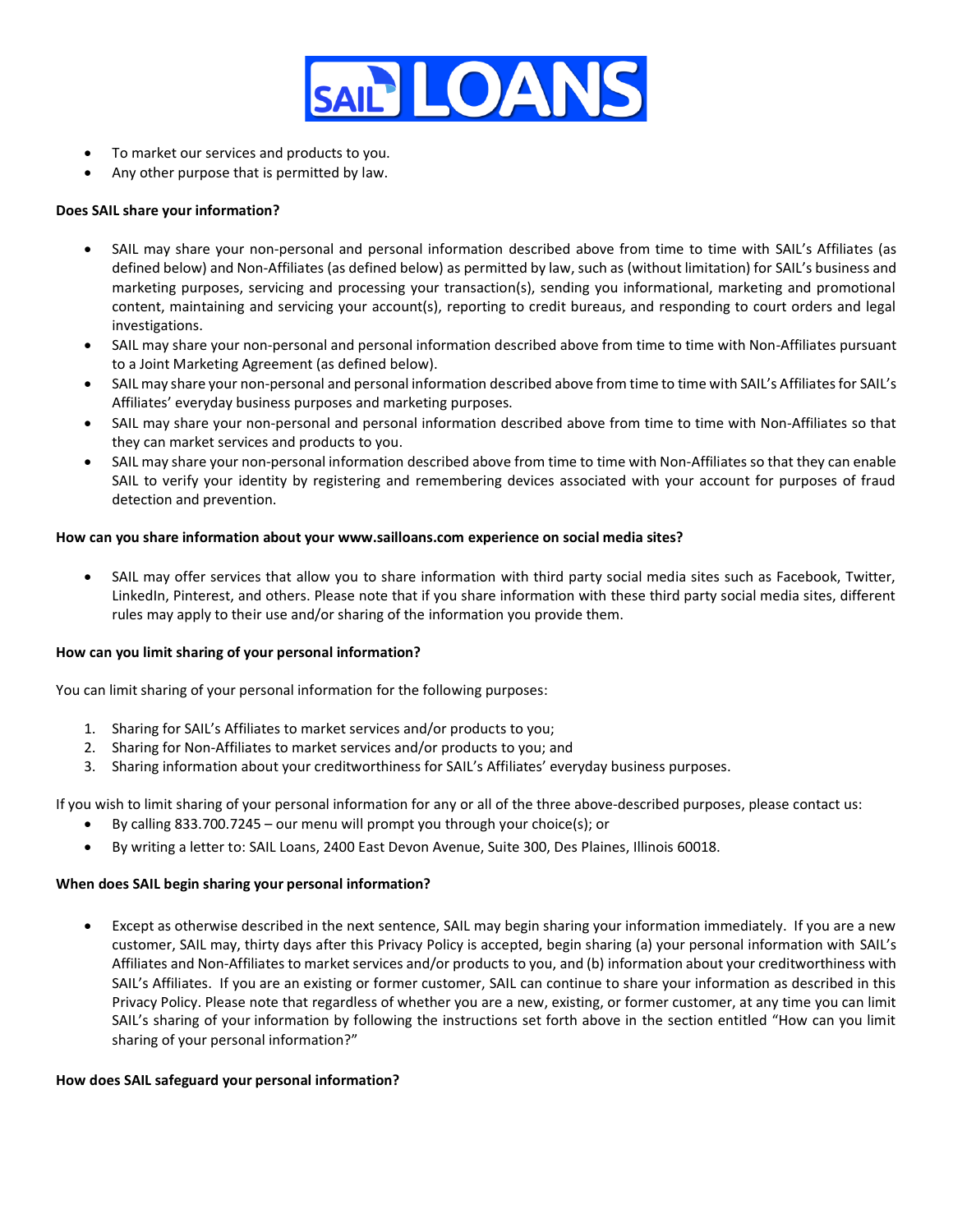- To market our services and products to you.
- Any other purpose that is permitted by law.

**Does SAIL share your information?**

- SAIL may share your non-personal and personal information described above from time to time with SAIL's Affiliates (as defined below) and Non-Affiliates (as defined below) as permitted by law, such as (without limitation) for SAIL's business and marketing purposes, servicing and processing your transaction(s), sending you informational, marketing and promotional content, maintaining and servicing your account(s), reporting to credit bureaus, and responding to court orders and legal investigations.
- SAIL may share your non-personal and personal information described above from time to time with Non-Affiliates pursuant to a Joint Marketing Agreement (as defined below).
- SAIL may share your non-personal and personal information described above from time to time with SAIL's Affiliates for SAIL's Affiliates' everyday business purposes and marketing purposes.
- SAIL may share your non-personal and personal information described above from time to time with Non-Affiliates so that they can market services and products to you.
- SAIL may share your non-personal information described above from time to time with Non-Affiliates so that they can enable SAIL to verify your identity by registering and remembering devices associated with your account for purposes of fraud detection and prevention.

**How can you share information about your www.sailloans.com experience on social media sites?**

- SAIL may offer services that allow you to share information with third party social media sites such as Facebook, Twitter, LinkedIn, Pinterest, and others. Please note that if you share information with these third party social media sites, different rules may apply to their use and/or sharing of the information you provide them.

**How can you limit sharing of your personal information?**

You can limit sharing of your personal information for the following purposes:

1. Sharing for SAIL's Affiliates to market services and/or products to you;
2. Sharing for Non-Affiliates to market services and/or products to you; and
3. Sharing information about your creditworthiness for SAIL's Affiliates' everyday business purposes.

If you wish to limit sharing of your personal information for any or all of the three above-described purposes, please contact us:

- By calling 833.700.7245 – our menu will prompt you through your choice(s); or
- By writing a letter to: SAIL Loans, 2400 East Devon Avenue, Suite 300, Des Plaines, Illinois 60018.

**When does SAIL begin sharing your personal information?**

- Except as otherwise described in the next sentence, SAIL may begin sharing your information immediately. If you are a new customer, SAIL may, thirty days after this Privacy Policy is accepted, begin sharing (a) your personal information with SAIL's Affiliates and Non-Affiliates to market services and/or products to you, and (b) information about your creditworthiness with SAIL's Affiliates. If you are an existing or former customer, SAIL can continue to share your information as described in this Privacy Policy. Please note that regardless of whether you are a new, existing, or former customer, at any time you can limit SAIL's sharing of your information by following the instructions set forth above in the section entitled "How can you limit sharing of your personal information?"

**How does SAIL safeguard your personal information?**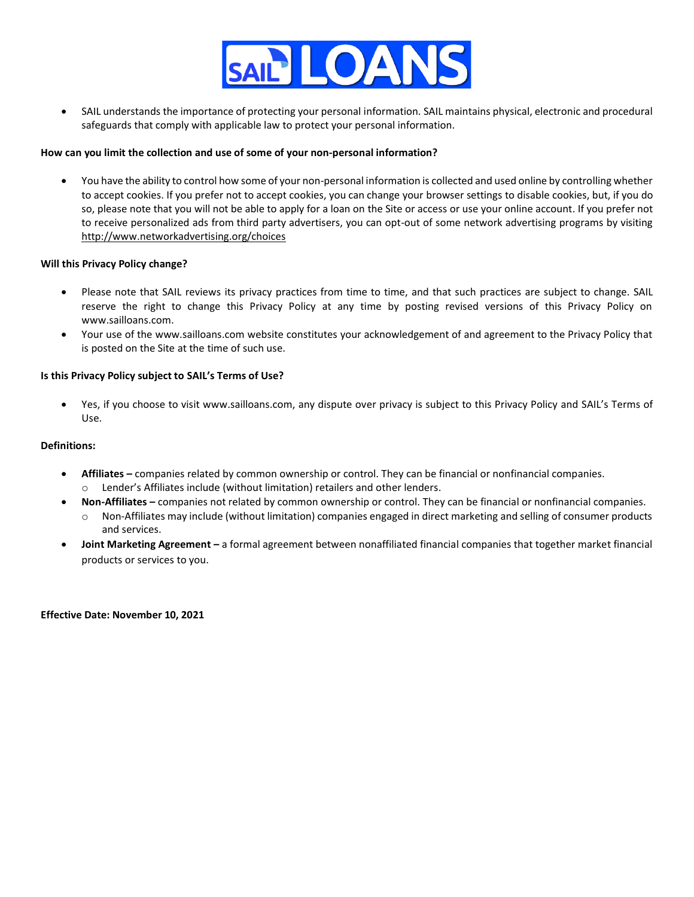- SAIL understands the importance of protecting your personal information. SAIL maintains physical, electronic and procedural safeguards that comply with applicable law to protect your personal information.

**How can you limit the collection and use of some of your non-personal information?**

- You have the ability to control how some of your non-personal information is collected and used online by controlling whether to accept cookies. If you prefer not to accept cookies, you can change your browser settings to disable cookies, but, if you do so, please note that you will not be able to apply for a loan on the Site or access or use your online account. If you prefer not to receive personalized ads from third party advertisers, you can opt-out of some network advertising programs by visiting http://www.networkadvertising.org/choices

**Will this Privacy Policy change?**

- Please note that SAIL reviews its privacy practices from time to time, and that such practices are subject to change. SAIL reserve the right to change this Privacy Policy at any time by posting revised versions of this Privacy Policy on www.sailloans.com.
- Your use of the www.sailloans.com website constitutes your acknowledgement of and agreement to the Privacy Policy that is posted on the Site at the time of such use.

**Is this Privacy Policy subject to SAIL's Terms of Use?**

- Yes, if you choose to visit www.sailloans.com, any dispute over privacy is subject to this Privacy Policy and SAIL's Terms of Use.

**Definitions:**

- **Affiliates –** companies related by common ownership or control. They can be financial or nonfinancial companies.
  - Lender's Affiliates include (without limitation) retailers and other lenders.
- **Non-Affiliates –** companies not related by common ownership or control. They can be financial or nonfinancial companies.
  - Non-Affiliates may include (without limitation) companies engaged in direct marketing and selling of consumer products and services.
- **Joint Marketing Agreement –** a formal agreement between nonaffiliated financial companies that together market financial products or services to you.

**Effective Date: November 10, 2021**